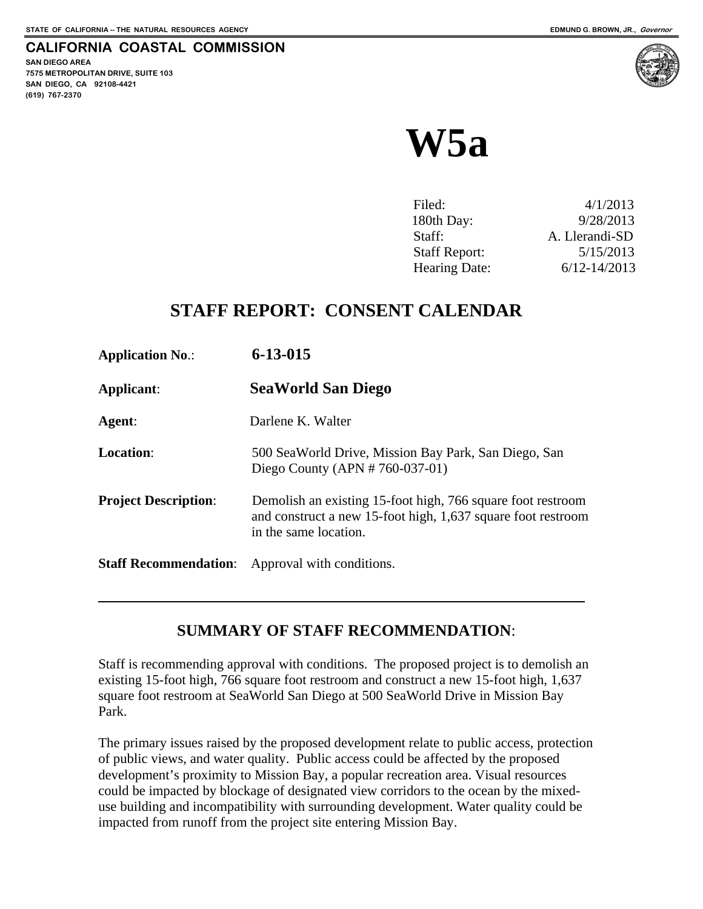STATE OF CALIFORNIA -- THE NATURAL RESOURCES AGENCY

EDMUND G. BROWN, JR., *Governor*

**CALIFORNIA COASTAL COMMISSION**

SAN DIEGO AREA
7575 METROPOLITAN DRIVE, SUITE 103
SAN DIEGO, CA 92108-4421
(619) 767-2370

# W5a

| | |
|---|---|
| Filed: | 4/1/2013 |
| 180th Day: | 9/28/2013 |
| Staff: | A. Llerandi-SD |
| Staff Report: | 5/15/2013 |
| Hearing Date: | 6/12-14/2013 |

## STAFF REPORT: CONSENT CALENDAR

**Application No.**: **6-13-015**

**Applicant**: **SeaWorld San Diego**

**Agent**: Darlene K. Walter

**Location**: 500 SeaWorld Drive, Mission Bay Park, San Diego, San Diego County (APN # 760-037-01)

**Project Description**: Demolish an existing 15-foot high, 766 square foot restroom and construct a new 15-foot high, 1,637 square foot restroom in the same location.

**Staff Recommendation**: Approval with conditions.

---

## SUMMARY OF STAFF RECOMMENDATION:

Staff is recommending approval with conditions. The proposed project is to demolish an existing 15-foot high, 766 square foot restroom and construct a new 15-foot high, 1,637 square foot restroom at SeaWorld San Diego at 500 SeaWorld Drive in Mission Bay Park.

The primary issues raised by the proposed development relate to public access, protection of public views, and water quality. Public access could be affected by the proposed development's proximity to Mission Bay, a popular recreation area. Visual resources could be impacted by blockage of designated view corridors to the ocean by the mixed-use building and incompatibility with surrounding development. Water quality could be impacted from runoff from the project site entering Mission Bay.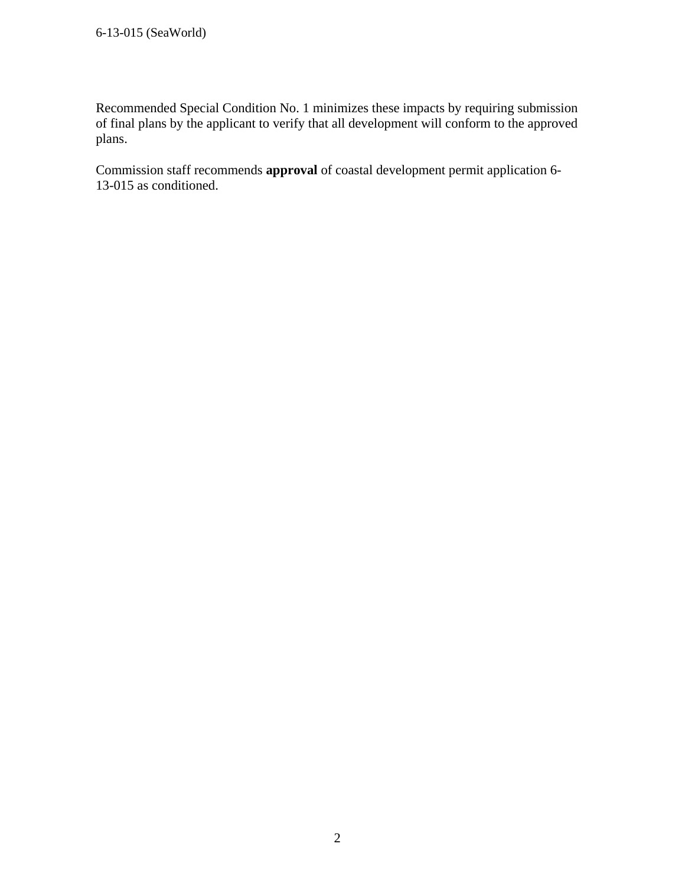Recommended Special Condition No. 1 minimizes these impacts by requiring submission of final plans by the applicant to verify that all development will conform to the approved plans.

Commission staff recommends **approval** of coastal development permit application 6-13-015 as conditioned.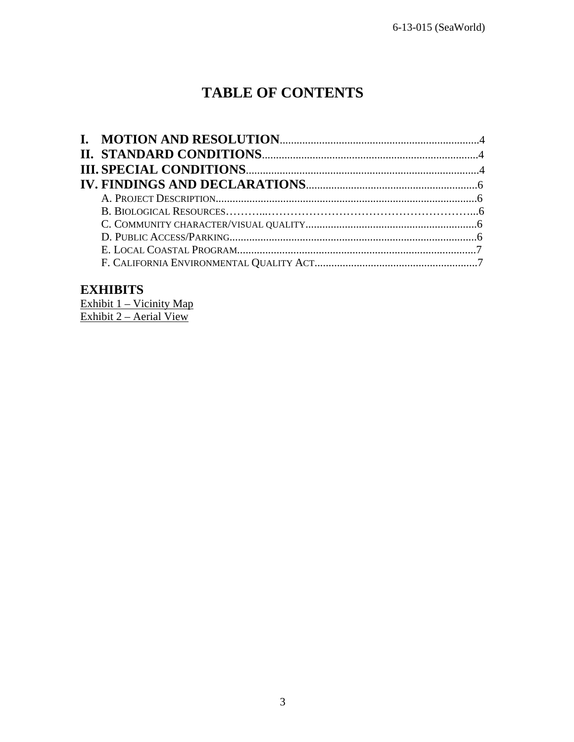# TABLE OF CONTENTS

**I. MOTION AND RESOLUTION**......................................................................4
**II. STANDARD CONDITIONS**............................................................................4
**III. SPECIAL CONDITIONS**..................................................................................4
**IV. FINDINGS AND DECLARATIONS**............................................................6

- A. PROJECT DESCRIPTION.............................................................................................6
- B. BIOLOGICAL RESOURCES………...……………………………………………………...6
- C. COMMUNITY CHARACTER/VISUAL QUALITY.............................................................6
- D. PUBLIC ACCESS/PARKING........................................................................................6
- E. LOCAL COASTAL PROGRAM.....................................................................................7
- F. CALIFORNIA ENVIRONMENTAL QUALITY ACT..........................................................7

## EXHIBITS

Exhibit 1 – Vicinity Map
Exhibit 2 – Aerial View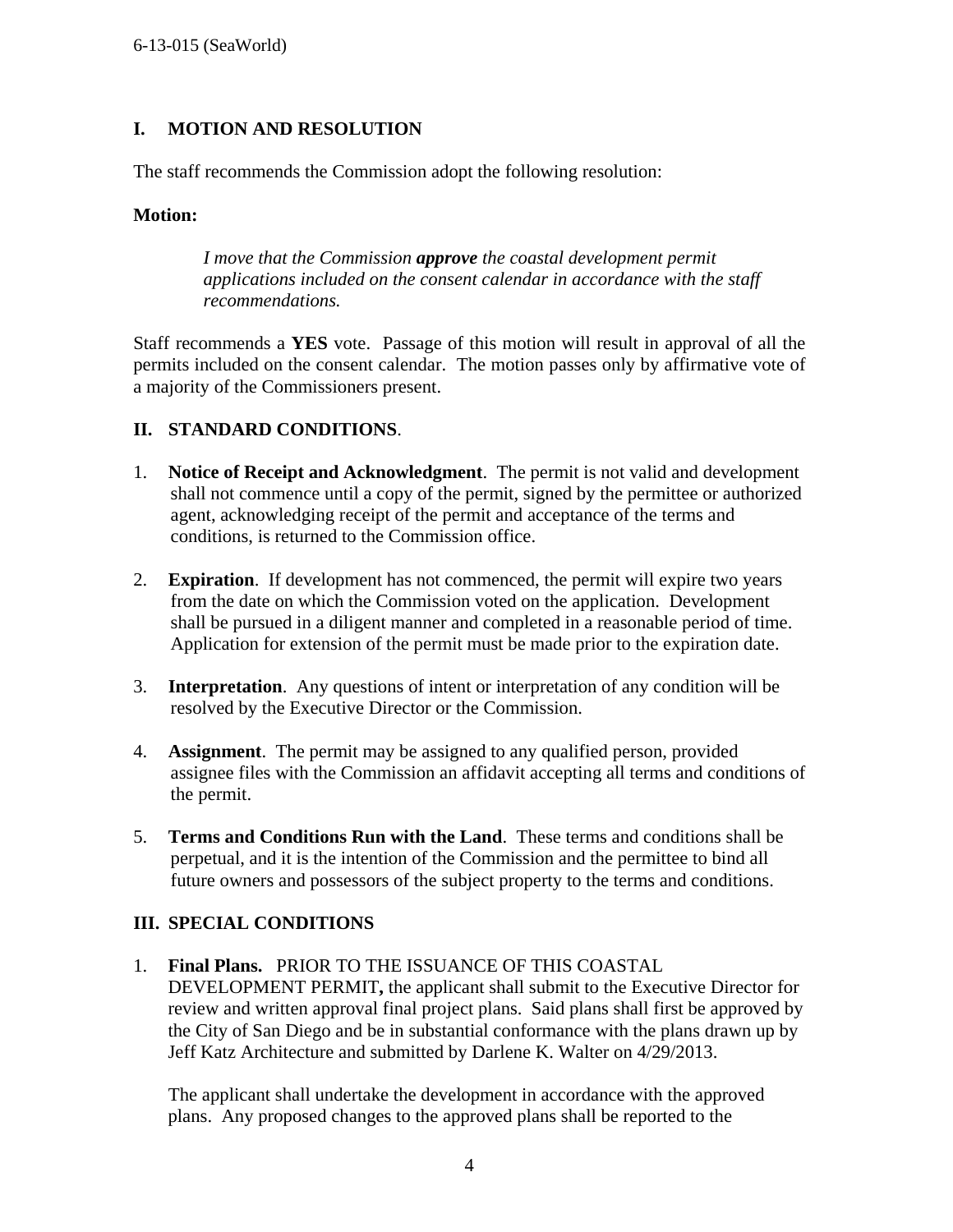## I. MOTION AND RESOLUTION

The staff recommends the Commission adopt the following resolution:

**Motion:**

> *I move that the Commission **approve** the coastal development permit applications included on the consent calendar in accordance with the staff recommendations.*

Staff recommends a **YES** vote. Passage of this motion will result in approval of all the permits included on the consent calendar. The motion passes only by affirmative vote of a majority of the Commissioners present.

## II. STANDARD CONDITIONS.

1. **Notice of Receipt and Acknowledgment**. The permit is not valid and development shall not commence until a copy of the permit, signed by the permittee or authorized agent, acknowledging receipt of the permit and acceptance of the terms and conditions, is returned to the Commission office.

2. **Expiration**. If development has not commenced, the permit will expire two years from the date on which the Commission voted on the application. Development shall be pursued in a diligent manner and completed in a reasonable period of time. Application for extension of the permit must be made prior to the expiration date.

3. **Interpretation**. Any questions of intent or interpretation of any condition will be resolved by the Executive Director or the Commission.

4. **Assignment**. The permit may be assigned to any qualified person, provided assignee files with the Commission an affidavit accepting all terms and conditions of the permit.

5. **Terms and Conditions Run with the Land**. These terms and conditions shall be perpetual, and it is the intention of the Commission and the permittee to bind all future owners and possessors of the subject property to the terms and conditions.

## III. SPECIAL CONDITIONS

1. **Final Plans.** PRIOR TO THE ISSUANCE OF THIS COASTAL DEVELOPMENT PERMIT**,** the applicant shall submit to the Executive Director for review and written approval final project plans. Said plans shall first be approved by the City of San Diego and be in substantial conformance with the plans drawn up by Jeff Katz Architecture and submitted by Darlene K. Walter on 4/29/2013.

   The applicant shall undertake the development in accordance with the approved plans. Any proposed changes to the approved plans shall be reported to the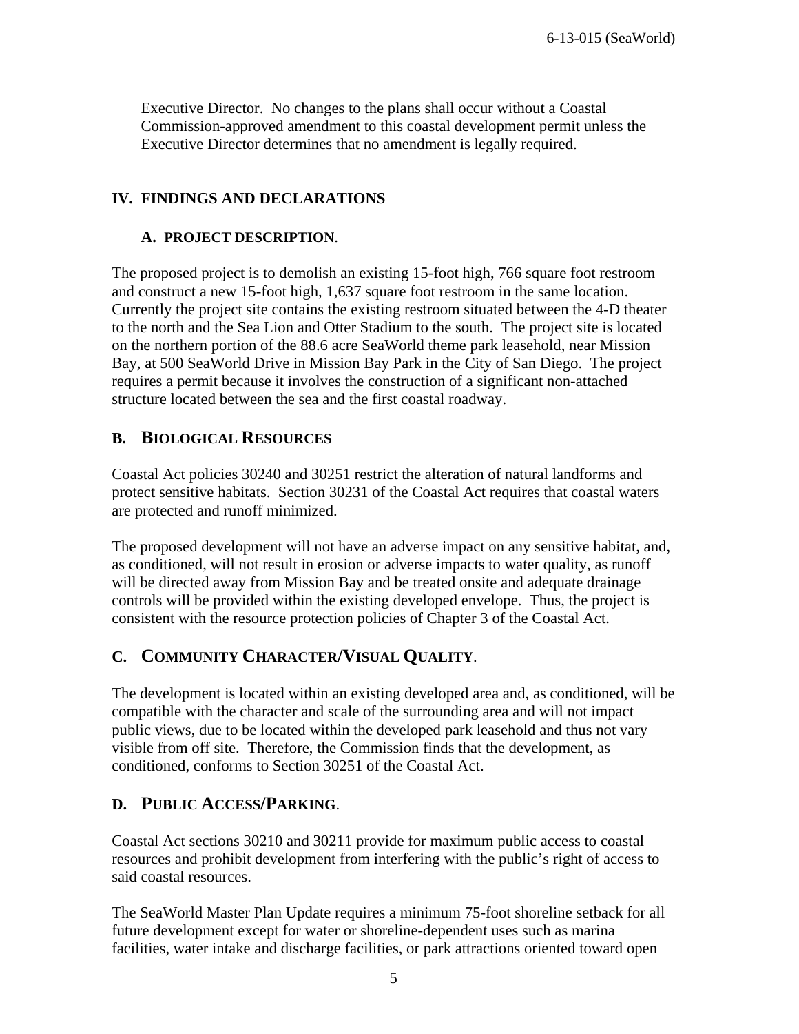Executive Director. No changes to the plans shall occur without a Coastal Commission-approved amendment to this coastal development permit unless the Executive Director determines that no amendment is legally required.

## IV. FINDINGS AND DECLARATIONS

### A. PROJECT DESCRIPTION.

The proposed project is to demolish an existing 15-foot high, 766 square foot restroom and construct a new 15-foot high, 1,637 square foot restroom in the same location. Currently the project site contains the existing restroom situated between the 4-D theater to the north and the Sea Lion and Otter Stadium to the south. The project site is located on the northern portion of the 88.6 acre SeaWorld theme park leasehold, near Mission Bay, at 500 SeaWorld Drive in Mission Bay Park in the City of San Diego. The project requires a permit because it involves the construction of a significant non-attached structure located between the sea and the first coastal roadway.

### B. BIOLOGICAL RESOURCES

Coastal Act policies 30240 and 30251 restrict the alteration of natural landforms and protect sensitive habitats. Section 30231 of the Coastal Act requires that coastal waters are protected and runoff minimized.

The proposed development will not have an adverse impact on any sensitive habitat, and, as conditioned, will not result in erosion or adverse impacts to water quality, as runoff will be directed away from Mission Bay and be treated onsite and adequate drainage controls will be provided within the existing developed envelope. Thus, the project is consistent with the resource protection policies of Chapter 3 of the Coastal Act.

### C. COMMUNITY CHARACTER/VISUAL QUALITY.

The development is located within an existing developed area and, as conditioned, will be compatible with the character and scale of the surrounding area and will not impact public views, due to be located within the developed park leasehold and thus not vary visible from off site. Therefore, the Commission finds that the development, as conditioned, conforms to Section 30251 of the Coastal Act.

### D. PUBLIC ACCESS/PARKING.

Coastal Act sections 30210 and 30211 provide for maximum public access to coastal resources and prohibit development from interfering with the public's right of access to said coastal resources.

The SeaWorld Master Plan Update requires a minimum 75-foot shoreline setback for all future development except for water or shoreline-dependent uses such as marina facilities, water intake and discharge facilities, or park attractions oriented toward open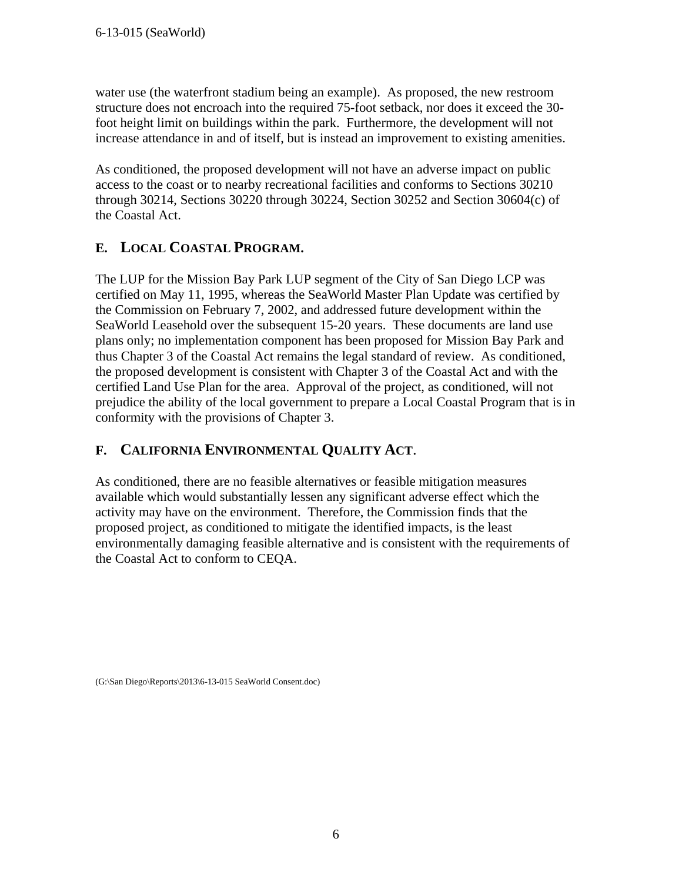water use (the waterfront stadium being an example). As proposed, the new restroom structure does not encroach into the required 75-foot setback, nor does it exceed the 30-foot height limit on buildings within the park. Furthermore, the development will not increase attendance in and of itself, but is instead an improvement to existing amenities.

As conditioned, the proposed development will not have an adverse impact on public access to the coast or to nearby recreational facilities and conforms to Sections 30210 through 30214, Sections 30220 through 30224, Section 30252 and Section 30604(c) of the Coastal Act.

## E. LOCAL COASTAL PROGRAM.

The LUP for the Mission Bay Park LUP segment of the City of San Diego LCP was certified on May 11, 1995, whereas the SeaWorld Master Plan Update was certified by the Commission on February 7, 2002, and addressed future development within the SeaWorld Leasehold over the subsequent 15-20 years. These documents are land use plans only; no implementation component has been proposed for Mission Bay Park and thus Chapter 3 of the Coastal Act remains the legal standard of review. As conditioned, the proposed development is consistent with Chapter 3 of the Coastal Act and with the certified Land Use Plan for the area. Approval of the project, as conditioned, will not prejudice the ability of the local government to prepare a Local Coastal Program that is in conformity with the provisions of Chapter 3.

## F. CALIFORNIA ENVIRONMENTAL QUALITY ACT.

As conditioned, there are no feasible alternatives or feasible mitigation measures available which would substantially lessen any significant adverse effect which the activity may have on the environment. Therefore, the Commission finds that the proposed project, as conditioned to mitigate the identified impacts, is the least environmentally damaging feasible alternative and is consistent with the requirements of the Coastal Act to conform to CEQA.

(G:\San Diego\Reports\2013\6-13-015 SeaWorld Consent.doc)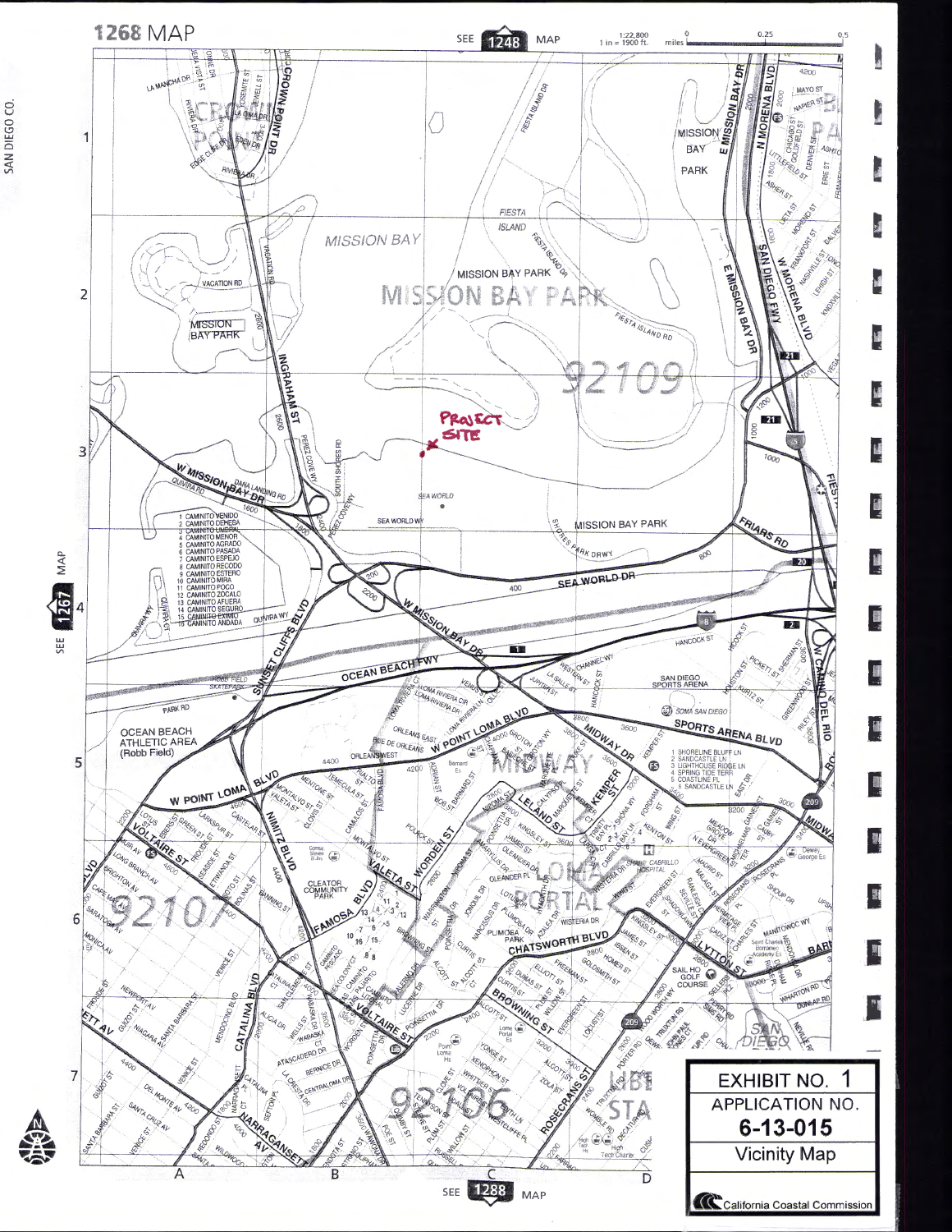1268 MAP

SEE 1248 MAP

1:22,800
1 in = 1900 ft.

PROJECT SITE

SEE 1288 MAP

SEE 1267 MAP

SAN DIEGO CO.

**EXHIBIT NO. 1**

**APPLICATION NO.**

**6-13-015**

Vicinity Map

California Coastal Commission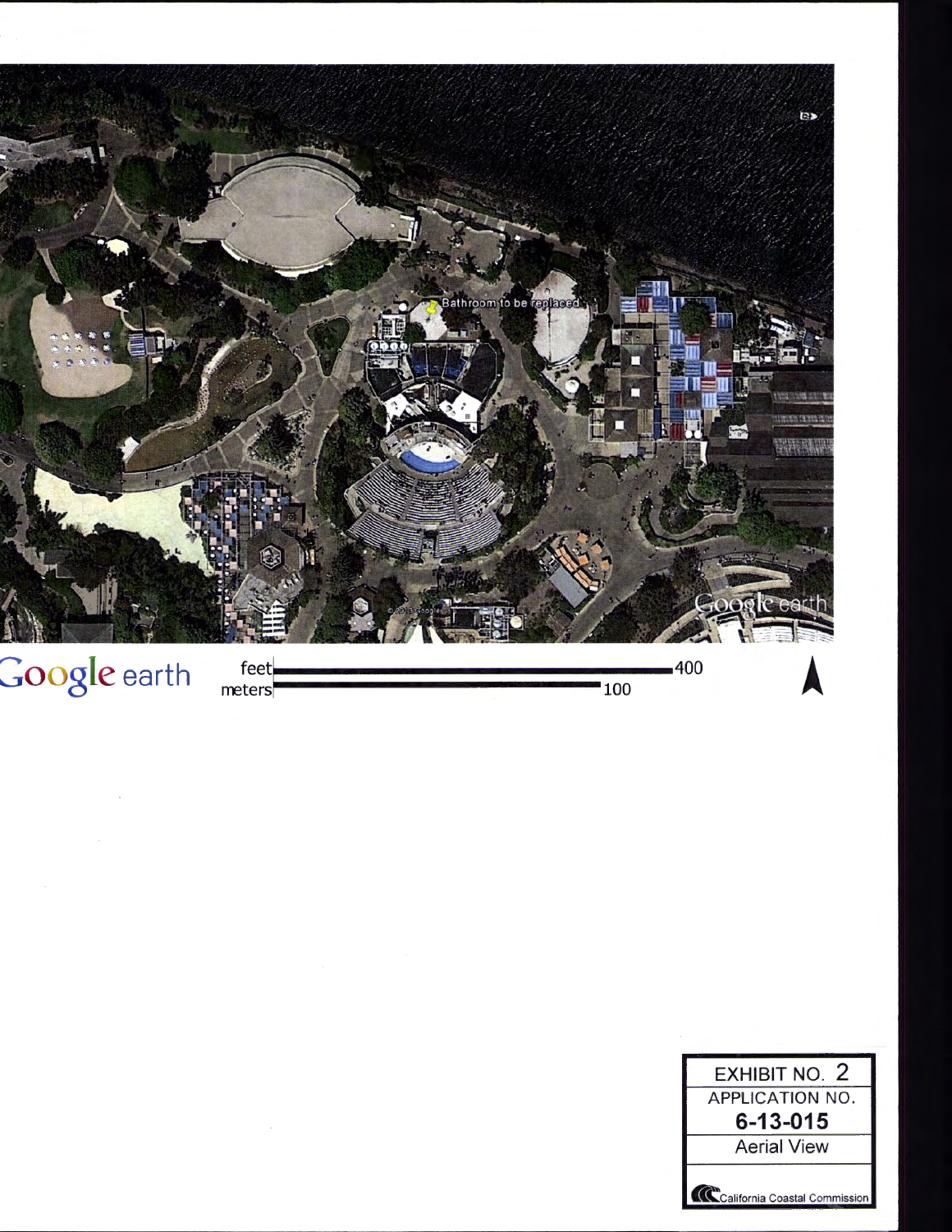Bathroom to be replaced

Google earth

feet 400

meters 100

EXHIBIT NO. 2

APPLICATION NO.

**6-13-015**

Aerial View

California Coastal Commission